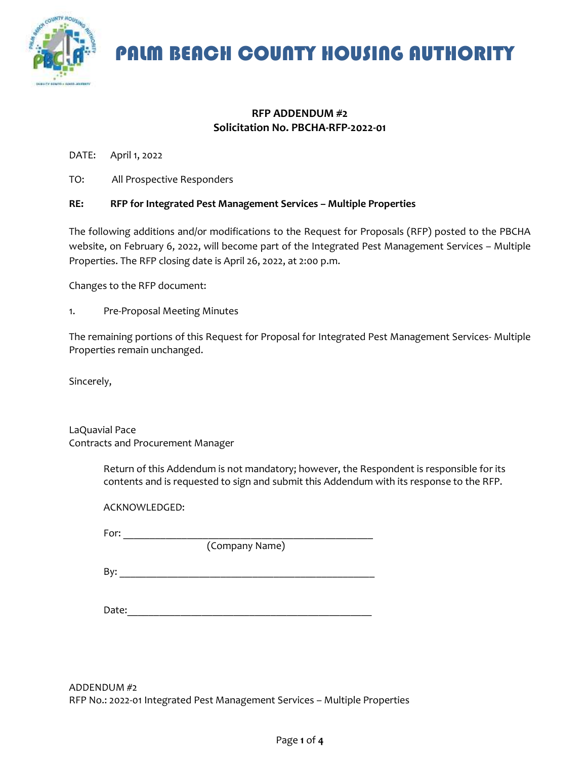# PALM BEACH COUNTY HOUSING AUTHORITY

**RFP ADDENDUM #2**
**Solicitation No. PBCHA-RFP-2022-01**

DATE: April 1, 2022

TO: All Prospective Responders

**RE: RFP for Integrated Pest Management Services – Multiple Properties**

The following additions and/or modifications to the Request for Proposals (RFP) posted to the PBCHA website, on February 6, 2022, will become part of the Integrated Pest Management Services – Multiple Properties. The RFP closing date is April 26, 2022, at 2:00 p.m.

Changes to the RFP document:

1. Pre-Proposal Meeting Minutes

The remaining portions of this Request for Proposal for Integrated Pest Management Services- Multiple Properties remain unchanged.

Sincerely,

LaQuavial Pace
Contracts and Procurement Manager

Return of this Addendum is not mandatory; however, the Respondent is responsible for its contents and is requested to sign and submit this Addendum with its response to the RFP.

ACKNOWLEDGED:

For: ______________________________________________
(Company Name)

By: ______________________________________________

Date: _____________________________________________

ADDENDUM #2
RFP No.: 2022-01 Integrated Pest Management Services – Multiple Properties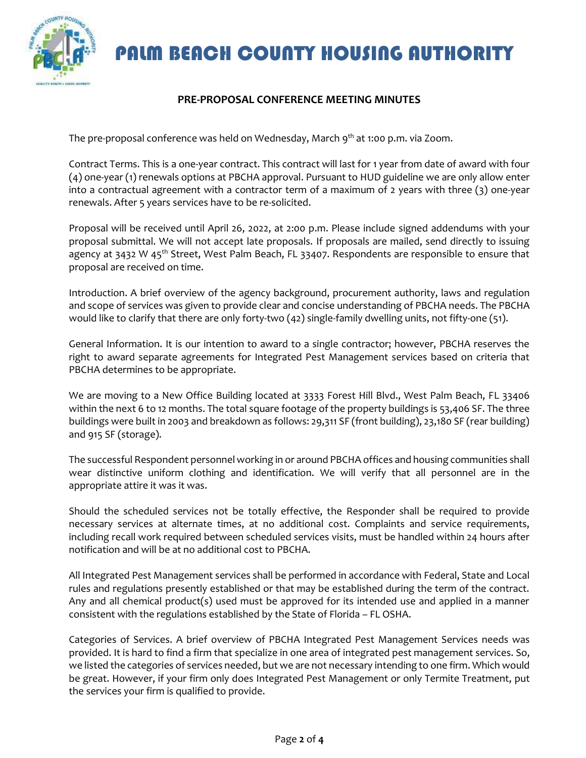# PALM BEACH COUNTY HOUSING AUTHORITY

**PRE-PROPOSAL CONFERENCE MEETING MINUTES**

The pre-proposal conference was held on Wednesday, March 9th at 1:00 p.m. via Zoom.

Contract Terms. This is a one-year contract. This contract will last for 1 year from date of award with four (4) one-year (1) renewals options at PBCHA approval. Pursuant to HUD guideline we are only allow enter into a contractual agreement with a contractor term of a maximum of 2 years with three (3) one-year renewals. After 5 years services have to be re-solicited.

Proposal will be received until April 26, 2022, at 2:00 p.m. Please include signed addendums with your proposal submittal. We will not accept late proposals. If proposals are mailed, send directly to issuing agency at 3432 W 45th Street, West Palm Beach, FL 33407. Respondents are responsible to ensure that proposal are received on time.

Introduction. A brief overview of the agency background, procurement authority, laws and regulation and scope of services was given to provide clear and concise understanding of PBCHA needs. The PBCHA would like to clarify that there are only forty-two (42) single-family dwelling units, not fifty-one (51).

General Information. It is our intention to award to a single contractor; however, PBCHA reserves the right to award separate agreements for Integrated Pest Management services based on criteria that PBCHA determines to be appropriate.

We are moving to a New Office Building located at 3333 Forest Hill Blvd., West Palm Beach, FL 33406 within the next 6 to 12 months. The total square footage of the property buildings is 53,406 SF. The three buildings were built in 2003 and breakdown as follows: 29,311 SF (front building), 23,180 SF (rear building) and 915 SF (storage).

The successful Respondent personnel working in or around PBCHA offices and housing communities shall wear distinctive uniform clothing and identification. We will verify that all personnel are in the appropriate attire it was it was.

Should the scheduled services not be totally effective, the Responder shall be required to provide necessary services at alternate times, at no additional cost. Complaints and service requirements, including recall work required between scheduled services visits, must be handled within 24 hours after notification and will be at no additional cost to PBCHA.

All Integrated Pest Management services shall be performed in accordance with Federal, State and Local rules and regulations presently established or that may be established during the term of the contract. Any and all chemical product(s) used must be approved for its intended use and applied in a manner consistent with the regulations established by the State of Florida – FL OSHA.

Categories of Services. A brief overview of PBCHA Integrated Pest Management Services needs was provided. It is hard to find a firm that specialize in one area of integrated pest management services. So, we listed the categories of services needed, but we are not necessary intending to one firm. Which would be great. However, if your firm only does Integrated Pest Management or only Termite Treatment, put the services your firm is qualified to provide.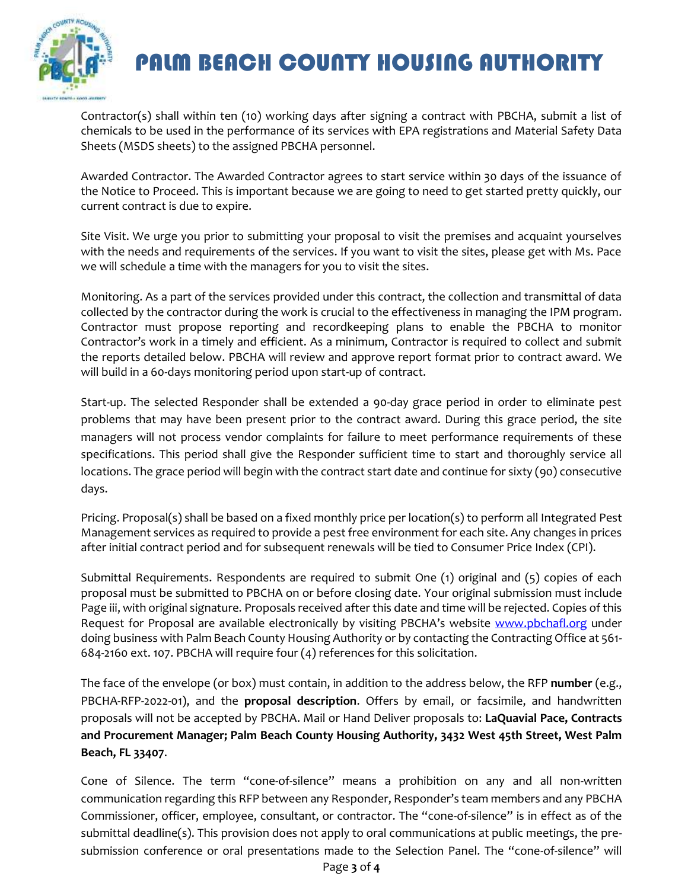Contractor(s) shall within ten (10) working days after signing a contract with PBCHA, submit a list of chemicals to be used in the performance of its services with EPA registrations and Material Safety Data Sheets (MSDS sheets) to the assigned PBCHA personnel.

Awarded Contractor. The Awarded Contractor agrees to start service within 30 days of the issuance of the Notice to Proceed. This is important because we are going to need to get started pretty quickly, our current contract is due to expire.

Site Visit. We urge you prior to submitting your proposal to visit the premises and acquaint yourselves with the needs and requirements of the services. If you want to visit the sites, please get with Ms. Pace we will schedule a time with the managers for you to visit the sites.

Monitoring. As a part of the services provided under this contract, the collection and transmittal of data collected by the contractor during the work is crucial to the effectiveness in managing the IPM program. Contractor must propose reporting and recordkeeping plans to enable the PBCHA to monitor Contractor's work in a timely and efficient. As a minimum, Contractor is required to collect and submit the reports detailed below. PBCHA will review and approve report format prior to contract award. We will build in a 60-days monitoring period upon start-up of contract.

Start-up. The selected Responder shall be extended a 90-day grace period in order to eliminate pest problems that may have been present prior to the contract award. During this grace period, the site managers will not process vendor complaints for failure to meet performance requirements of these specifications. This period shall give the Responder sufficient time to start and thoroughly service all locations. The grace period will begin with the contract start date and continue for sixty (90) consecutive days.

Pricing. Proposal(s) shall be based on a fixed monthly price per location(s) to perform all Integrated Pest Management services as required to provide a pest free environment for each site. Any changes in prices after initial contract period and for subsequent renewals will be tied to Consumer Price Index (CPI).

Submittal Requirements. Respondents are required to submit One (1) original and (5) copies of each proposal must be submitted to PBCHA on or before closing date. Your original submission must include Page iii, with original signature. Proposals received after this date and time will be rejected. Copies of this Request for Proposal are available electronically by visiting PBCHA's website [www.pbchafl.org](http://www.pbchafl.org) under doing business with Palm Beach County Housing Authority or by contacting the Contracting Office at 561-684-2160 ext. 107. PBCHA will require four (4) references for this solicitation.

The face of the envelope (or box) must contain, in addition to the address below, the RFP **number** (e.g., PBCHA-RFP-2022-01), and the **proposal description**. Offers by email, or facsimile, and handwritten proposals will not be accepted by PBCHA. Mail or Hand Deliver proposals to: **LaQuavial Pace, Contracts and Procurement Manager; Palm Beach County Housing Authority, 3432 West 45th Street, West Palm Beach, FL 33407**.

Cone of Silence. The term "cone-of-silence" means a prohibition on any and all non-written communication regarding this RFP between any Responder, Responder's team members and any PBCHA Commissioner, officer, employee, consultant, or contractor. The "cone-of-silence" is in effect as of the submittal deadline(s). This provision does not apply to oral communications at public meetings, the pre-submission conference or oral presentations made to the Selection Panel. The "cone-of-silence" will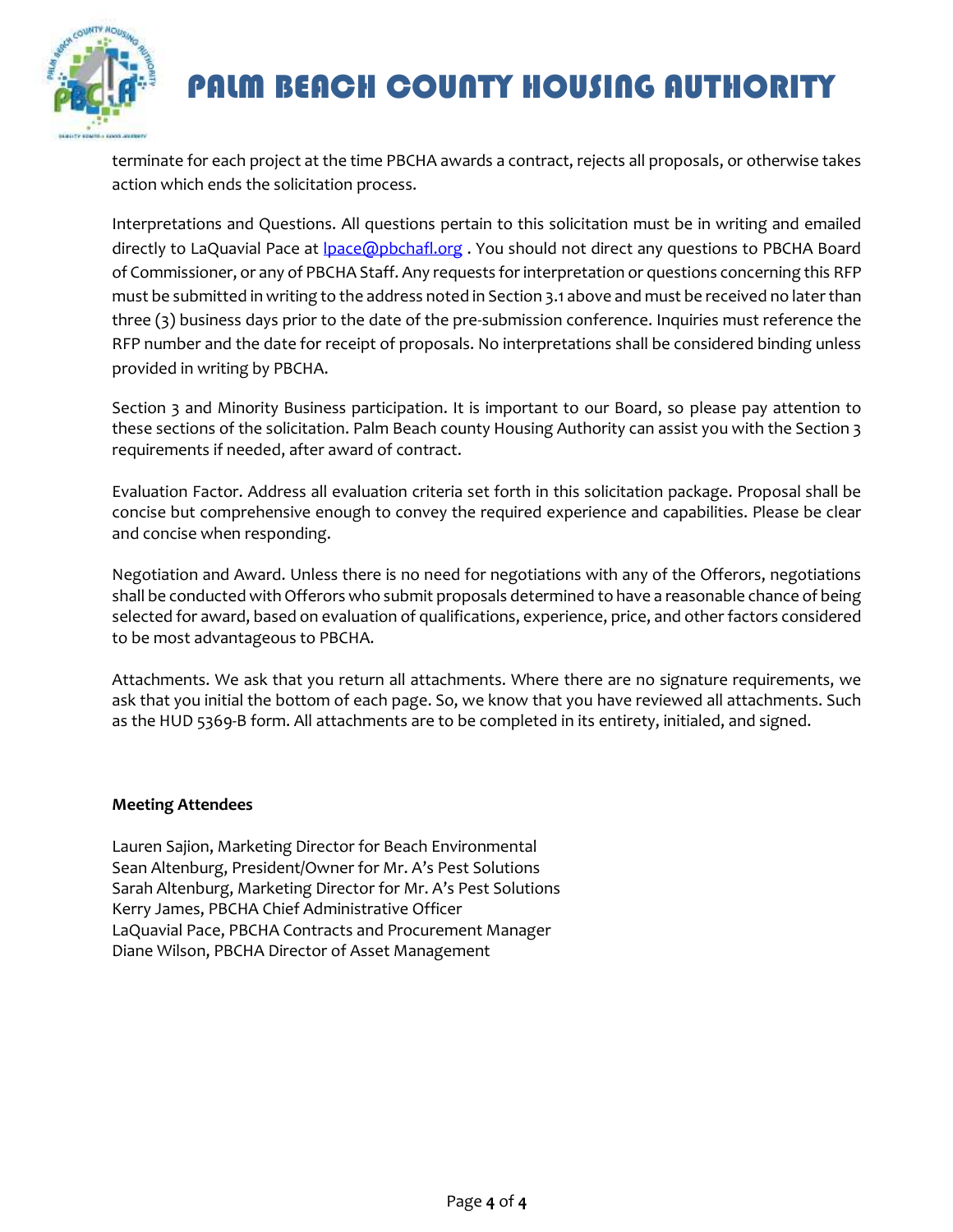terminate for each project at the time PBCHA awards a contract, rejects all proposals, or otherwise takes action which ends the solicitation process.

Interpretations and Questions. All questions pertain to this solicitation must be in writing and emailed directly to LaQuavial Pace at [lpace@pbchafl.org](mailto:lpace@pbchafl.org) . You should not direct any questions to PBCHA Board of Commissioner, or any of PBCHA Staff. Any requests for interpretation or questions concerning this RFP must be submitted in writing to the address noted in Section 3.1 above and must be received no later than three (3) business days prior to the date of the pre-submission conference. Inquiries must reference the RFP number and the date for receipt of proposals. No interpretations shall be considered binding unless provided in writing by PBCHA.

Section 3 and Minority Business participation. It is important to our Board, so please pay attention to these sections of the solicitation. Palm Beach county Housing Authority can assist you with the Section 3 requirements if needed, after award of contract.

Evaluation Factor. Address all evaluation criteria set forth in this solicitation package. Proposal shall be concise but comprehensive enough to convey the required experience and capabilities. Please be clear and concise when responding.

Negotiation and Award. Unless there is no need for negotiations with any of the Offerors, negotiations shall be conducted with Offerors who submit proposals determined to have a reasonable chance of being selected for award, based on evaluation of qualifications, experience, price, and other factors considered to be most advantageous to PBCHA.

Attachments. We ask that you return all attachments. Where there are no signature requirements, we ask that you initial the bottom of each page. So, we know that you have reviewed all attachments. Such as the HUD 5369-B form. All attachments are to be completed in its entirety, initialed, and signed.

**Meeting Attendees**

Lauren Sajion, Marketing Director for Beach Environmental
Sean Altenburg, President/Owner for Mr. A's Pest Solutions
Sarah Altenburg, Marketing Director for Mr. A's Pest Solutions
Kerry James, PBCHA Chief Administrative Officer
LaQuavial Pace, PBCHA Contracts and Procurement Manager
Diane Wilson, PBCHA Director of Asset Management